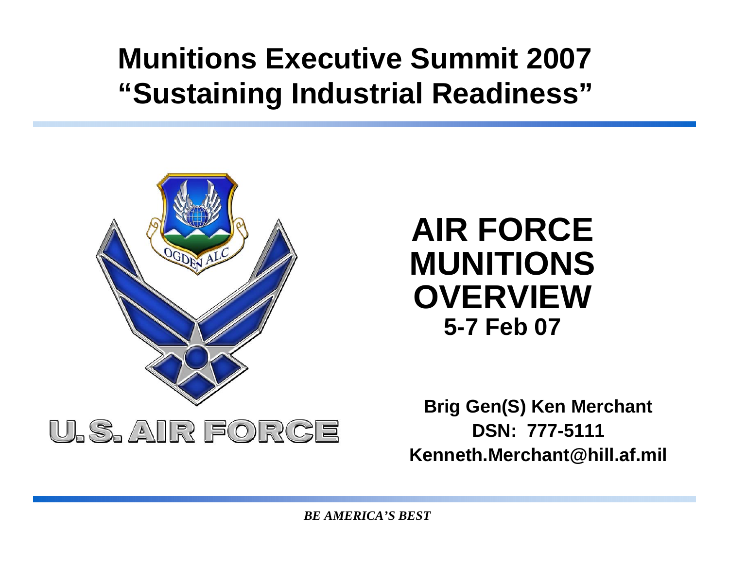# Munitions Executive Summit 2007
# "Sustaining Industrial Readiness"

## AIR FORCE MUNITIONS OVERVIEW

**5-7 Feb 07**

**Brig Gen(S) Ken Merchant**
**DSN: 777-5111**
**Kenneth.Merchant@hill.af.mil**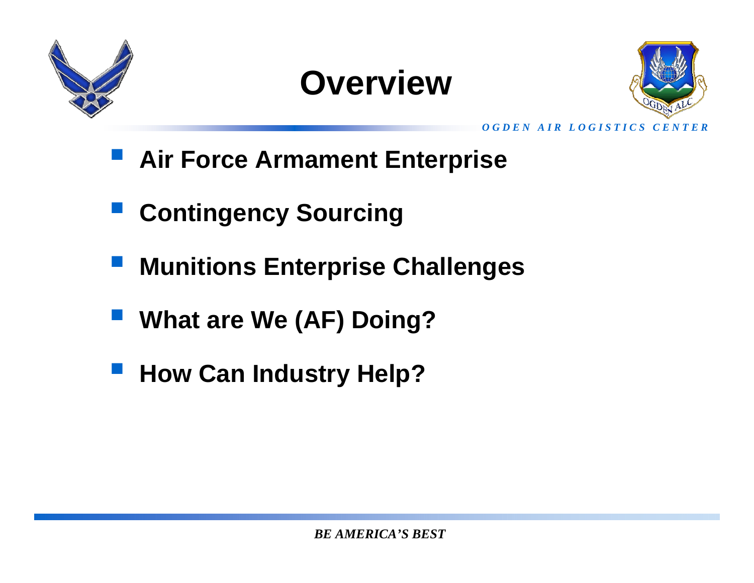# Overview

- **Air Force Armament Enterprise**
- **Contingency Sourcing**
- **Munitions Enterprise Challenges**
- **What are We (AF) Doing?**
- **How Can Industry Help?**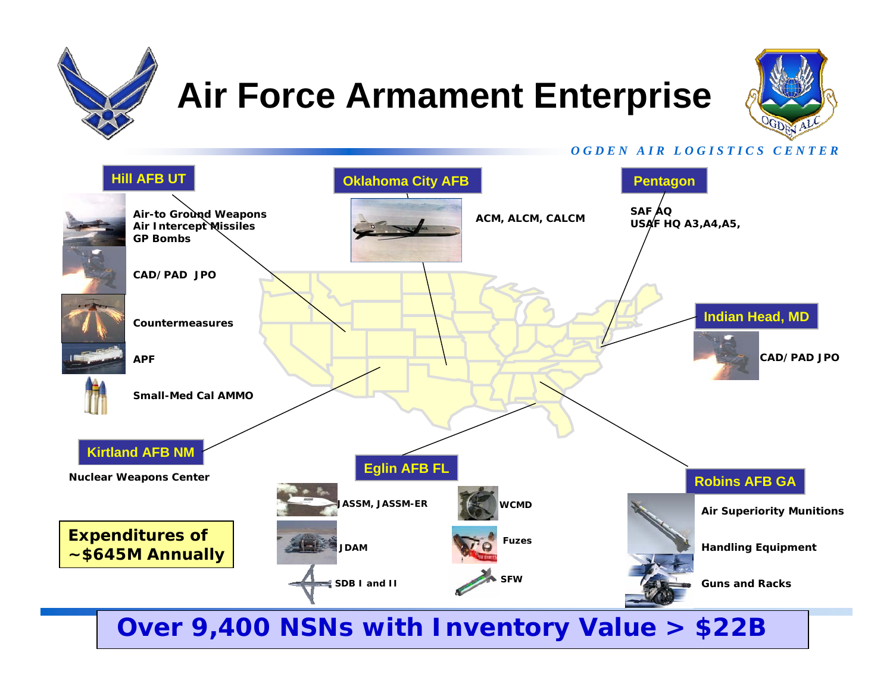# Air Force Armament Enterprise

*OGDEN AIR LOGISTICS CENTER*

## Hill AFB UT

- Air-to Ground Weapons
- Air Intercept Missiles
- GP Bombs
- CAD/PAD JPO
- Countermeasures
- APF
- Small-Med Cal AMMO

## Oklahoma City AFB

ACM, ALCM, CALCM

## Pentagon

SAF AQ
USAF HQ A3,A4,A5,

## Indian Head, MD

CAD/PAD JPO

## Kirtland AFB NM

Nuclear Weapons Center

## Eglin AFB FL

- JASSM, JASSM-ER
- JDAM
- SDB I and II
- WCMD
- Fuzes
- SFW

## Robins AFB GA

- Air Superiority Munitions
- Handling Equipment
- Guns and Racks

**Expenditures of ~$645M Annually**

**Over 9,400 NSNs with Inventory Value > $22B**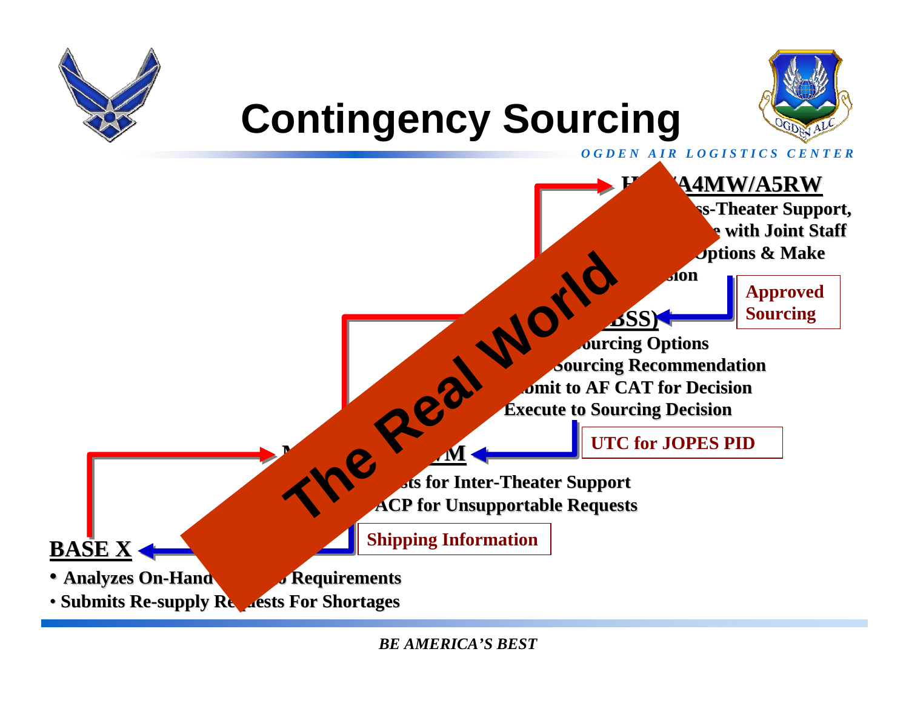# Contingency Sourcing

*OGDEN AIR LOGISTICS CENTER*

**H /A4MW/A5RW**

ss-Theater Support,
e with Joint Staff
Options & Make
sion

Approved Sourcing

**BSS)**

ourcing Options
Sourcing Recommendation
mit to AF CAT for Decision
Execute to Sourcing Decision

UTC for JOPES PID

**M WM**

sts for Inter-Theater Support
ACP for Unsupportable Requests

Shipping Information

**BASE X**

- Analyzes On-Hand Requirements
- Submits Re-supply Re uests For Shortages

**The Real World**

*BE AMERICA'S BEST*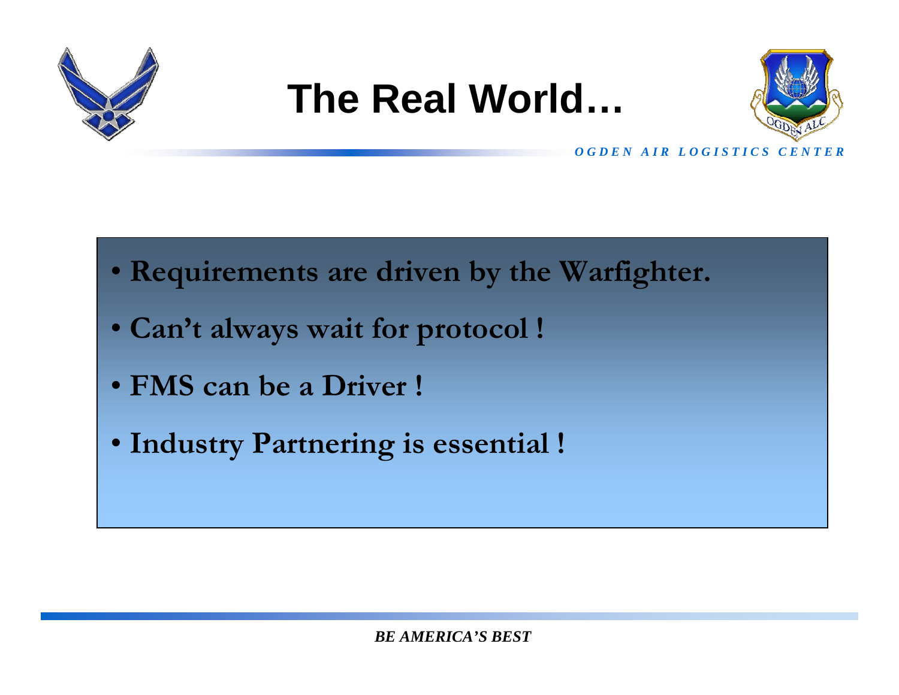# The Real World…

- **Requirements are driven by the Warfighter.**
- **Can't always wait for protocol !**
- **FMS can be a Driver !**
- **Industry Partnering is essential !**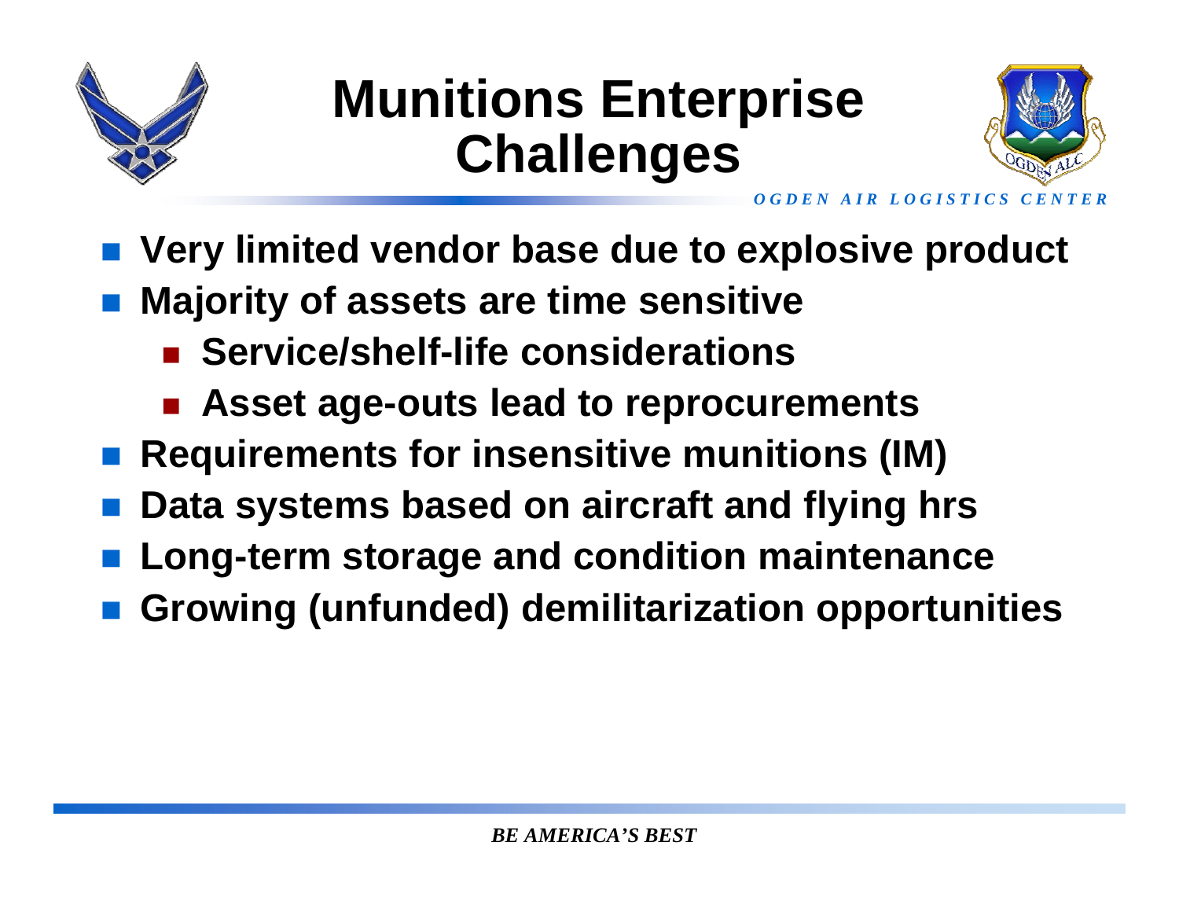# Munitions Enterprise Challenges

- Very limited vendor base due to explosive product
- Majority of assets are time sensitive
  - Service/shelf-life considerations
  - Asset age-outs lead to reprocurements
- Requirements for insensitive munitions (IM)
- Data systems based on aircraft and flying hrs
- Long-term storage and condition maintenance
- Growing (unfunded) demilitarization opportunities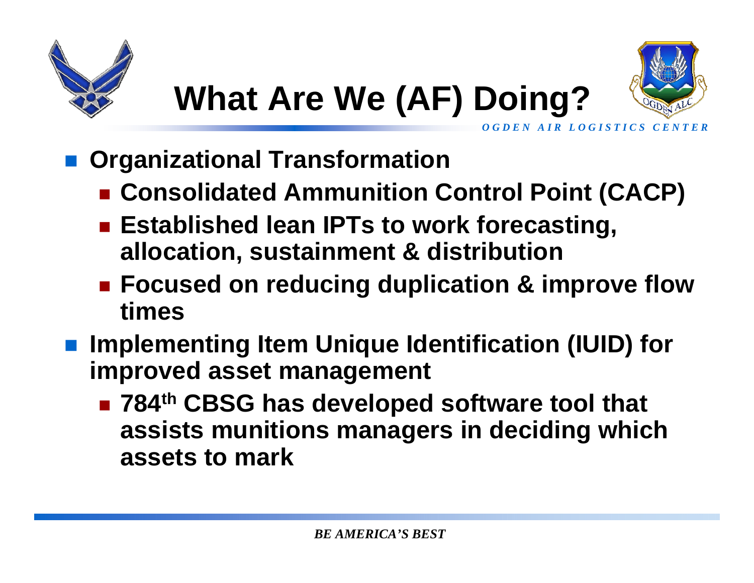# What Are We (AF) Doing?

- **Organizational Transformation**
  - **Consolidated Ammunition Control Point (CACP)**
  - **Established lean IPTs to work forecasting, allocation, sustainment & distribution**
  - **Focused on reducing duplication & improve flow times**
- **Implementing Item Unique Identification (IUID) for improved asset management**
  - **784th CBSG has developed software tool that assists munitions managers in deciding which assets to mark**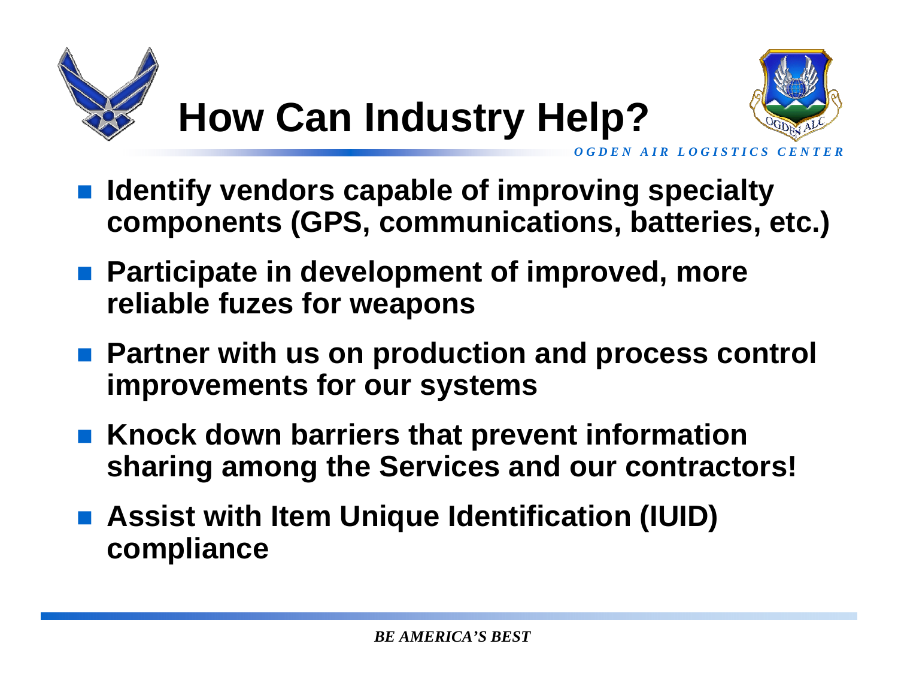# How Can Industry Help?

*OGDEN AIR LOGISTICS CENTER*

- **Identify vendors capable of improving specialty components (GPS, communications, batteries, etc.)**
- **Participate in development of improved, more reliable fuzes for weapons**
- **Partner with us on production and process control improvements for our systems**
- **Knock down barriers that prevent information sharing among the Services and our contractors!**
- **Assist with Item Unique Identification (IUID) compliance**

*BE AMERICA'S BEST*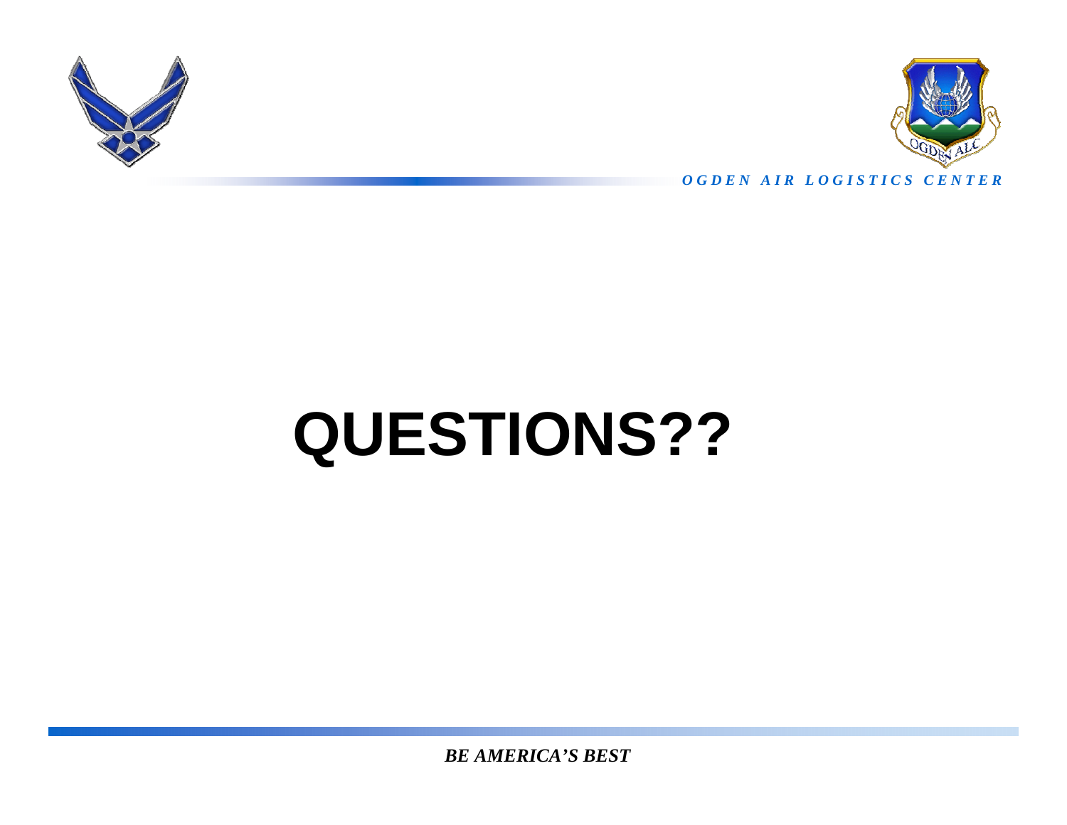# QUESTIONS??